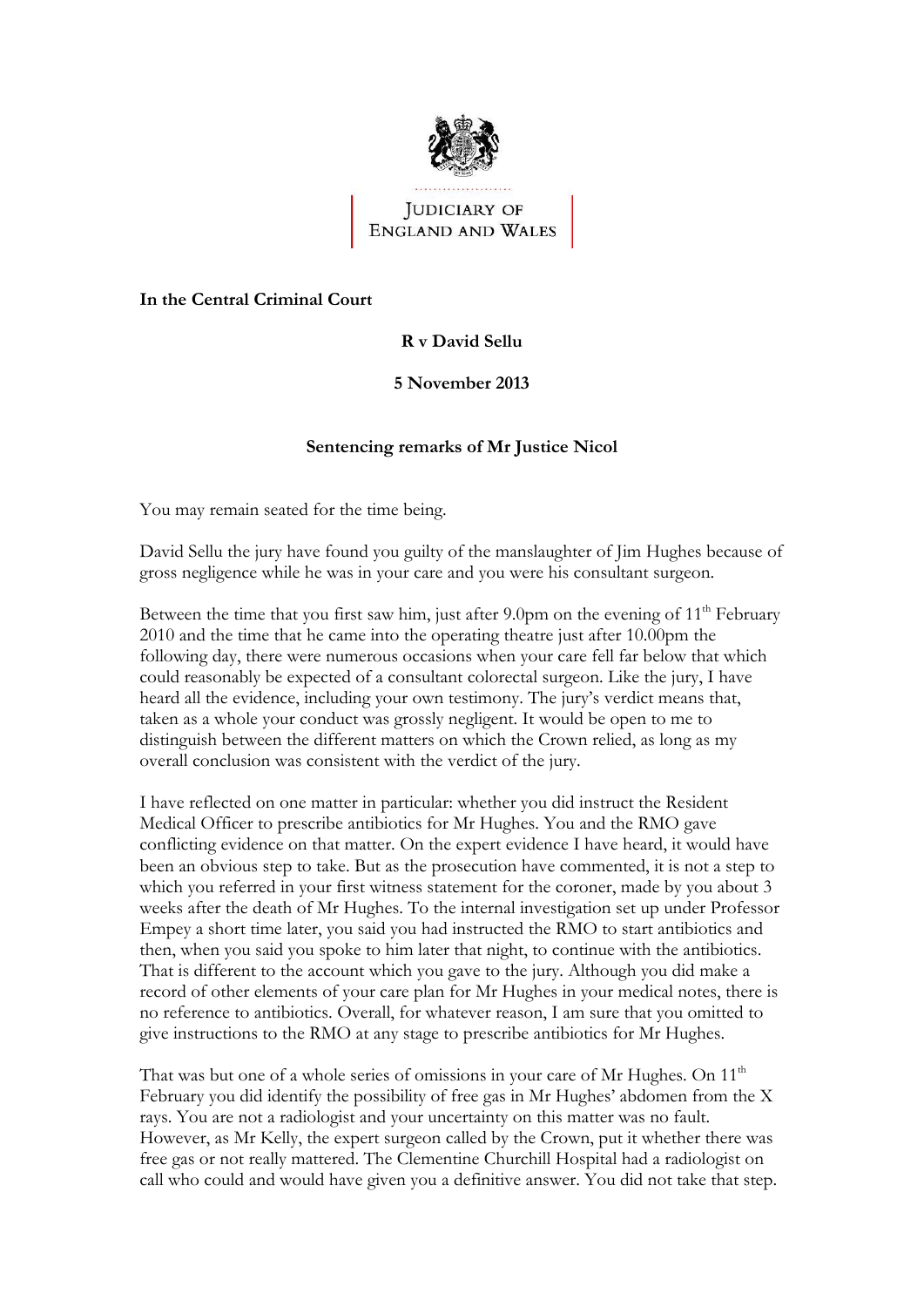JUDICIARY OF ENGLAND AND WALES

**In the Central Criminal Court**

**R v David Sellu**

**5 November 2013**

**Sentencing remarks of Mr Justice Nicol**

You may remain seated for the time being.

David Sellu the jury have found you guilty of the manslaughter of Jim Hughes because of gross negligence while he was in your care and you were his consultant surgeon.

Between the time that you first saw him, just after 9.0pm on the evening of 11th February 2010 and the time that he came into the operating theatre just after 10.00pm the following day, there were numerous occasions when your care fell far below that which could reasonably be expected of a consultant colorectal surgeon. Like the jury, I have heard all the evidence, including your own testimony. The jury's verdict means that, taken as a whole your conduct was grossly negligent. It would be open to me to distinguish between the different matters on which the Crown relied, as long as my overall conclusion was consistent with the verdict of the jury.

I have reflected on one matter in particular: whether you did instruct the Resident Medical Officer to prescribe antibiotics for Mr Hughes. You and the RMO gave conflicting evidence on that matter. On the expert evidence I have heard, it would have been an obvious step to take. But as the prosecution have commented, it is not a step to which you referred in your first witness statement for the coroner, made by you about 3 weeks after the death of Mr Hughes. To the internal investigation set up under Professor Empey a short time later, you said you had instructed the RMO to start antibiotics and then, when you said you spoke to him later that night, to continue with the antibiotics. That is different to the account which you gave to the jury. Although you did make a record of other elements of your care plan for Mr Hughes in your medical notes, there is no reference to antibiotics. Overall, for whatever reason, I am sure that you omitted to give instructions to the RMO at any stage to prescribe antibiotics for Mr Hughes.

That was but one of a whole series of omissions in your care of Mr Hughes. On 11th February you did identify the possibility of free gas in Mr Hughes' abdomen from the X rays. You are not a radiologist and your uncertainty on this matter was no fault. However, as Mr Kelly, the expert surgeon called by the Crown, put it whether there was free gas or not really mattered. The Clementine Churchill Hospital had a radiologist on call who could and would have given you a definitive answer. You did not take that step.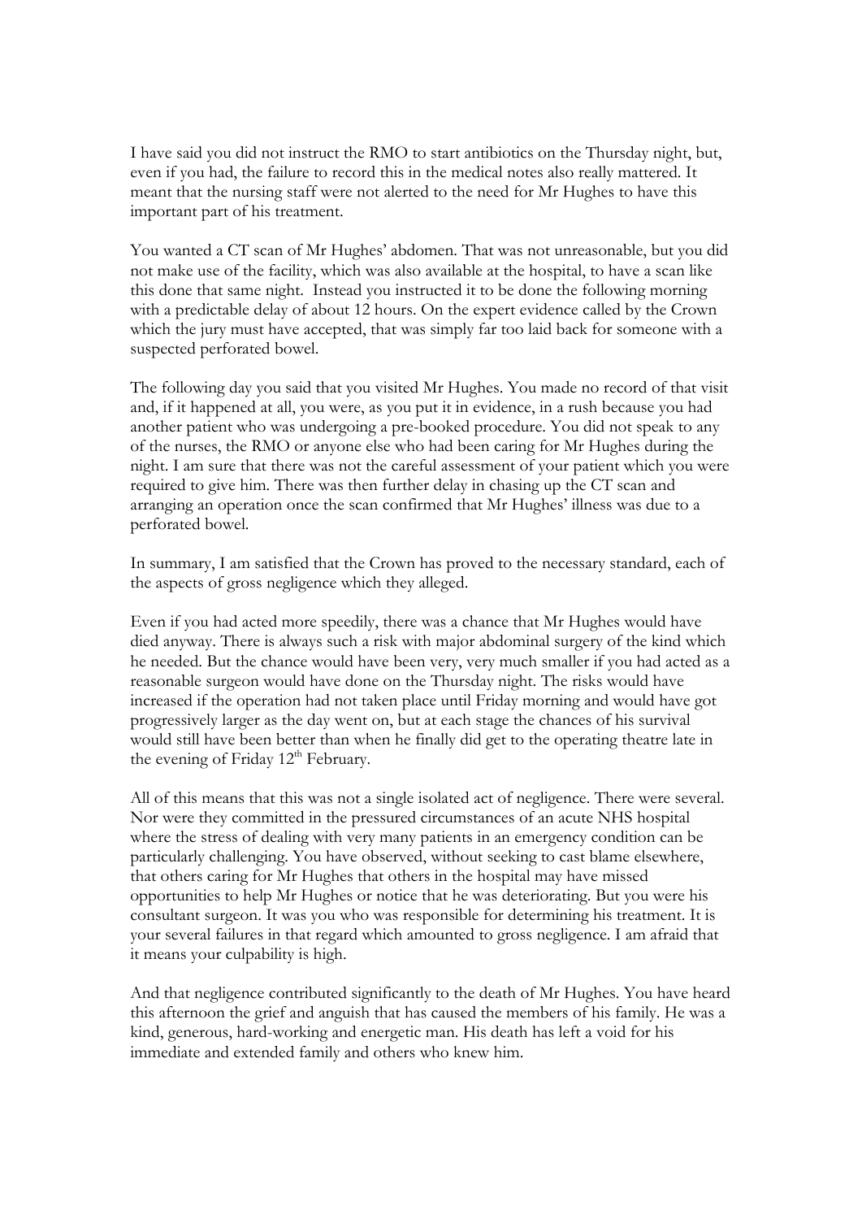I have said you did not instruct the RMO to start antibiotics on the Thursday night, but, even if you had, the failure to record this in the medical notes also really mattered. It meant that the nursing staff were not alerted to the need for Mr Hughes to have this important part of his treatment.

You wanted a CT scan of Mr Hughes' abdomen. That was not unreasonable, but you did not make use of the facility, which was also available at the hospital, to have a scan like this done that same night. Instead you instructed it to be done the following morning with a predictable delay of about 12 hours. On the expert evidence called by the Crown which the jury must have accepted, that was simply far too laid back for someone with a suspected perforated bowel.

The following day you said that you visited Mr Hughes. You made no record of that visit and, if it happened at all, you were, as you put it in evidence, in a rush because you had another patient who was undergoing a pre-booked procedure. You did not speak to any of the nurses, the RMO or anyone else who had been caring for Mr Hughes during the night. I am sure that there was not the careful assessment of your patient which you were required to give him. There was then further delay in chasing up the CT scan and arranging an operation once the scan confirmed that Mr Hughes' illness was due to a perforated bowel.

In summary, I am satisfied that the Crown has proved to the necessary standard, each of the aspects of gross negligence which they alleged.

Even if you had acted more speedily, there was a chance that Mr Hughes would have died anyway. There is always such a risk with major abdominal surgery of the kind which he needed. But the chance would have been very, very much smaller if you had acted as a reasonable surgeon would have done on the Thursday night. The risks would have increased if the operation had not taken place until Friday morning and would have got progressively larger as the day went on, but at each stage the chances of his survival would still have been better than when he finally did get to the operating theatre late in the evening of Friday 12th February.

All of this means that this was not a single isolated act of negligence. There were several. Nor were they committed in the pressured circumstances of an acute NHS hospital where the stress of dealing with very many patients in an emergency condition can be particularly challenging. You have observed, without seeking to cast blame elsewhere, that others caring for Mr Hughes that others in the hospital may have missed opportunities to help Mr Hughes or notice that he was deteriorating. But you were his consultant surgeon. It was you who was responsible for determining his treatment. It is your several failures in that regard which amounted to gross negligence. I am afraid that it means your culpability is high.

And that negligence contributed significantly to the death of Mr Hughes. You have heard this afternoon the grief and anguish that has caused the members of his family. He was a kind, generous, hard-working and energetic man. His death has left a void for his immediate and extended family and others who knew him.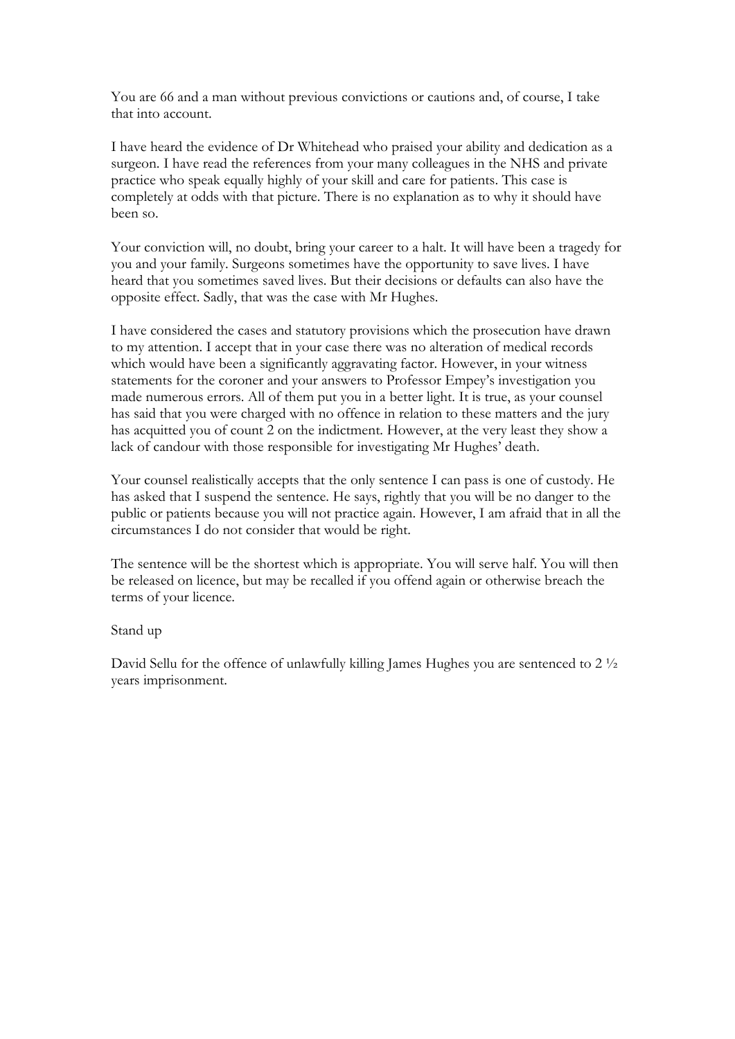You are 66 and a man without previous convictions or cautions and, of course, I take that into account.

I have heard the evidence of Dr Whitehead who praised your ability and dedication as a surgeon. I have read the references from your many colleagues in the NHS and private practice who speak equally highly of your skill and care for patients. This case is completely at odds with that picture. There is no explanation as to why it should have been so.

Your conviction will, no doubt, bring your career to a halt. It will have been a tragedy for you and your family. Surgeons sometimes have the opportunity to save lives. I have heard that you sometimes saved lives. But their decisions or defaults can also have the opposite effect. Sadly, that was the case with Mr Hughes.

I have considered the cases and statutory provisions which the prosecution have drawn to my attention. I accept that in your case there was no alteration of medical records which would have been a significantly aggravating factor. However, in your witness statements for the coroner and your answers to Professor Empey's investigation you made numerous errors. All of them put you in a better light. It is true, as your counsel has said that you were charged with no offence in relation to these matters and the jury has acquitted you of count 2 on the indictment. However, at the very least they show a lack of candour with those responsible for investigating Mr Hughes' death.

Your counsel realistically accepts that the only sentence I can pass is one of custody. He has asked that I suspend the sentence. He says, rightly that you will be no danger to the public or patients because you will not practice again. However, I am afraid that in all the circumstances I do not consider that would be right.

The sentence will be the shortest which is appropriate. You will serve half. You will then be released on licence, but may be recalled if you offend again or otherwise breach the terms of your licence.

Stand up

David Sellu for the offence of unlawfully killing James Hughes you are sentenced to 2 ½ years imprisonment.